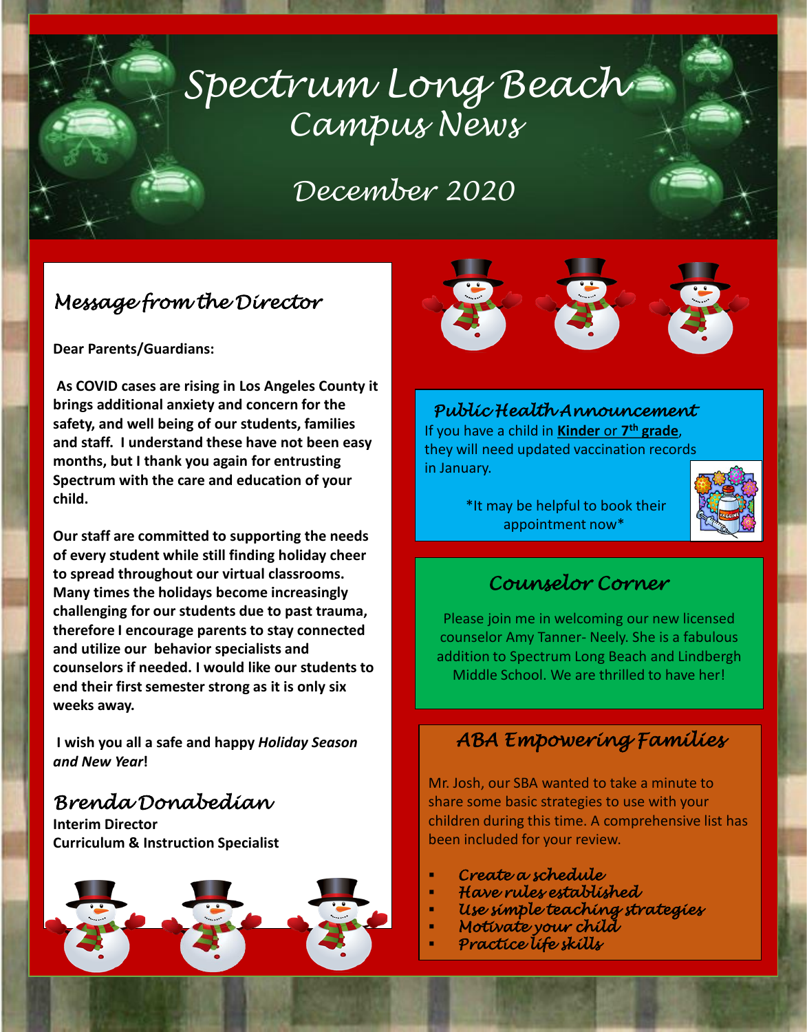# Spectrum Long Beach
## Campus News

## December 2020

### Message from the Director

**Dear Parents/Guardians:**

**As COVID cases are rising in Los Angeles County it brings additional anxiety and concern for the safety, and well being of our students, families and staff. I understand these have not been easy months, but I thank you again for entrusting Spectrum with the care and education of your child.**

**Our staff are committed to supporting the needs of every student while still finding holiday cheer to spread throughout our virtual classrooms. Many times the holidays become increasingly challenging for our students due to past trauma, therefore I encourage parents to stay connected and utilize our behavior specialists and counselors if needed. I would like our students to end their first semester strong as it is only six weeks away.**

**I wish you all a safe and happy *Holiday Season and New Year*!**

*Brenda Donabedian*
**Interim Director**
**Curriculum & Instruction Specialist**

### Public Health Announcement

If you have a child in **Kinder** or **7th grade**, they will need updated vaccination records in January.

*It may be helpful to book their appointment now*

### Counselor Corner

Please join me in welcoming our new licensed counselor Amy Tanner- Neely. She is a fabulous addition to Spectrum Long Beach and Lindbergh Middle School. We are thrilled to have her!

### ABA Empowering Families

Mr. Josh, our SBA wanted to take a minute to share some basic strategies to use with your children during this time. A comprehensive list has been included for your review.

- *Create a schedule*
- *Have rules established*
- *Use simple teaching strategies*
- *Motivate your child*
- *Practice life skills*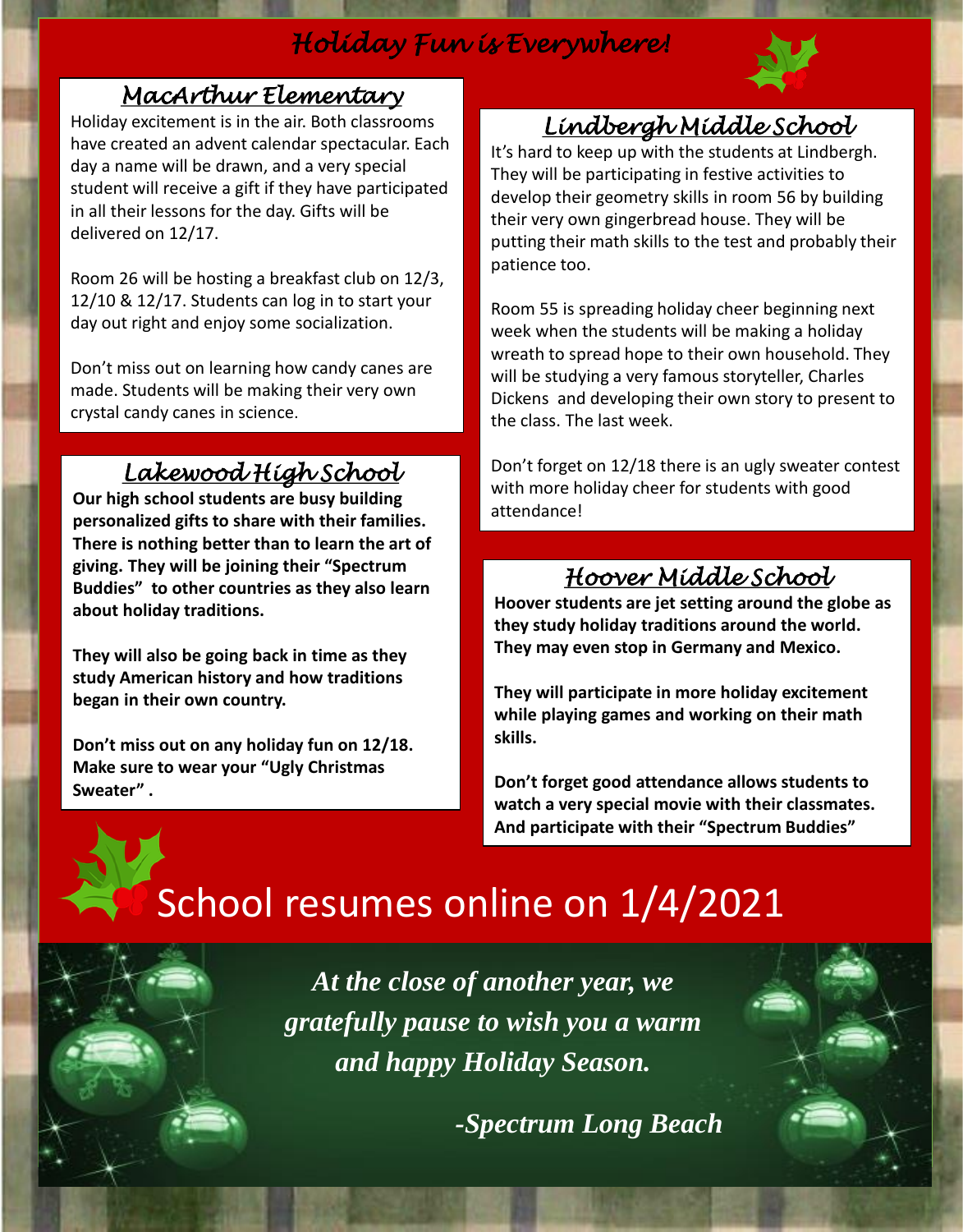# Holiday Fun is Everywhere!

## MacArthur Elementary

Holiday excitement is in the air. Both classrooms have created an advent calendar spectacular. Each day a name will be drawn, and a very special student will receive a gift if they have participated in all their lessons for the day. Gifts will be delivered on 12/17.

Room 26 will be hosting a breakfast club on 12/3, 12/10 & 12/17. Students can log in to start your day out right and enjoy some socialization.

Don't miss out on learning how candy canes are made. Students will be making their very own crystal candy canes in science.

## Lakewood High School

**Our high school students are busy building personalized gifts to share with their families. There is nothing better than to learn the art of giving. They will be joining their "Spectrum Buddies" to other countries as they also learn about holiday traditions.**

**They will also be going back in time as they study American history and how traditions began in their own country.**

**Don't miss out on any holiday fun on 12/18. Make sure to wear your "Ugly Christmas Sweater" .**

## Lindbergh Middle School

It's hard to keep up with the students at Lindbergh. They will be participating in festive activities to develop their geometry skills in room 56 by building their very own gingerbread house. They will be putting their math skills to the test and probably their patience too.

Room 55 is spreading holiday cheer beginning next week when the students will be making a holiday wreath to spread hope to their own household. They will be studying a very famous storyteller, Charles Dickens and developing their own story to present to the class. The last week.

Don't forget on 12/18 there is an ugly sweater contest with more holiday cheer for students with good attendance!

## Hoover Middle School

**Hoover students are jet setting around the globe as they study holiday traditions around the world. They may even stop in Germany and Mexico.**

**They will participate in more holiday excitement while playing games and working on their math skills.**

**Don't forget good attendance allows students to watch a very special movie with their classmates. And participate with their "Spectrum Buddies"**

# School resumes online on 1/4/2021

***At the close of another year, we gratefully pause to wish you a warm and happy Holiday Season.***

***-Spectrum Long Beach***